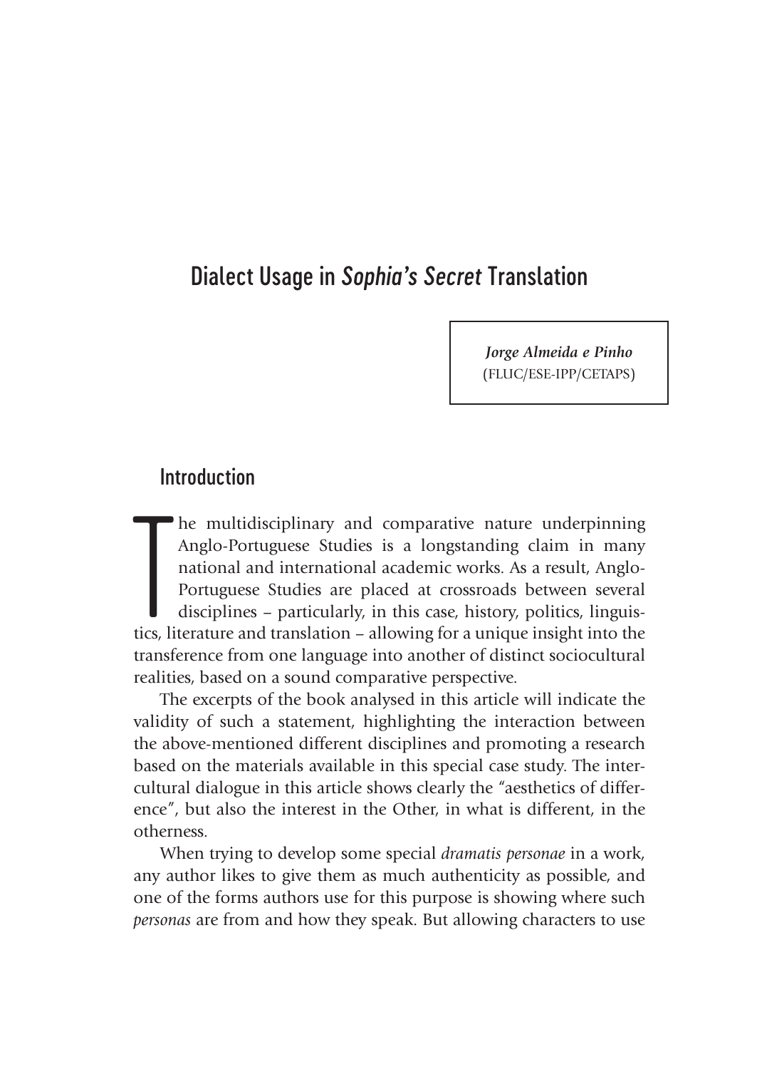# Dialect Usage in *Sophia's Secret* Translation

***Jorge Almeida e Pinho***
(FLUC/ESE-IPP/CETAPS)

## Introduction

The multidisciplinary and comparative nature underpinning Anglo-Portuguese Studies is a longstanding claim in many national and international academic works. As a result, Anglo-Portuguese Studies are placed at crossroads between several disciplines – particularly, in this case, history, politics, linguistics, literature and translation – allowing for a unique insight into the transference from one language into another of distinct sociocultural realities, based on a sound comparative perspective.

The excerpts of the book analysed in this article will indicate the validity of such a statement, highlighting the interaction between the above-mentioned different disciplines and promoting a research based on the materials available in this special case study. The intercultural dialogue in this article shows clearly the "aesthetics of difference", but also the interest in the Other, in what is different, in the otherness.

When trying to develop some special *dramatis personae* in a work, any author likes to give them as much authenticity as possible, and one of the forms authors use for this purpose is showing where such *personas* are from and how they speak. But allowing characters to use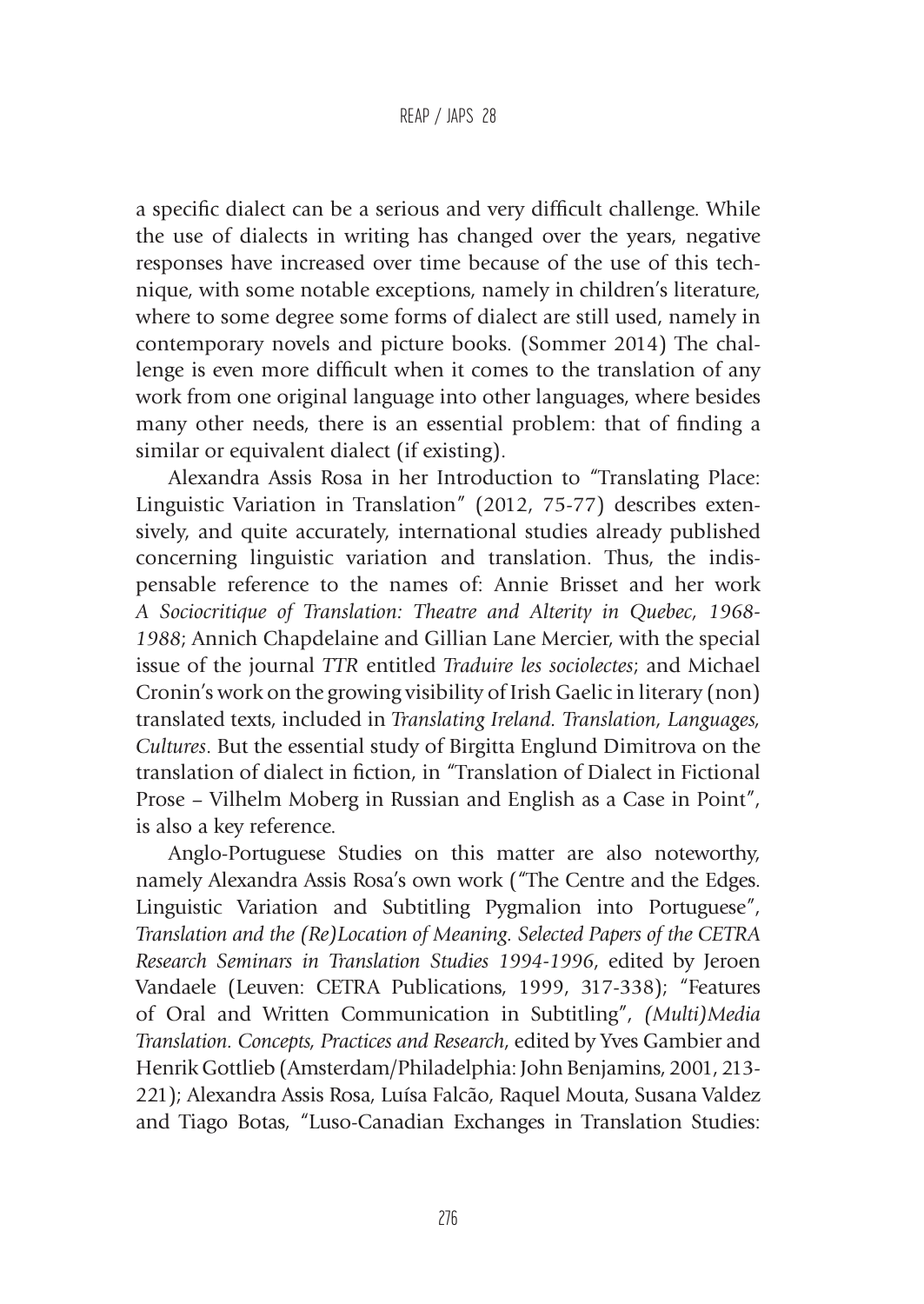a specific dialect can be a serious and very difficult challenge. While the use of dialects in writing has changed over the years, negative responses have increased over time because of the use of this technique, with some notable exceptions, namely in children's literature, where to some degree some forms of dialect are still used, namely in contemporary novels and picture books. (Sommer 2014) The challenge is even more difficult when it comes to the translation of any work from one original language into other languages, where besides many other needs, there is an essential problem: that of finding a similar or equivalent dialect (if existing).

Alexandra Assis Rosa in her Introduction to "Translating Place: Linguistic Variation in Translation" (2012, 75-77) describes extensively, and quite accurately, international studies already published concerning linguistic variation and translation. Thus, the indispensable reference to the names of: Annie Brisset and her work *A Sociocritique of Translation: Theatre and Alterity in Quebec, 1968-1988*; Annich Chapdelaine and Gillian Lane Mercier, with the special issue of the journal *TTR* entitled *Traduire les sociolectes*; and Michael Cronin's work on the growing visibility of Irish Gaelic in literary (non) translated texts, included in *Translating Ireland. Translation, Languages, Cultures*. But the essential study of Birgitta Englund Dimitrova on the translation of dialect in fiction, in "Translation of Dialect in Fictional Prose – Vilhelm Moberg in Russian and English as a Case in Point", is also a key reference.

Anglo-Portuguese Studies on this matter are also noteworthy, namely Alexandra Assis Rosa's own work ("The Centre and the Edges. Linguistic Variation and Subtitling Pygmalion into Portuguese", *Translation and the (Re)Location of Meaning. Selected Papers of the CETRA Research Seminars in Translation Studies 1994-1996*, edited by Jeroen Vandaele (Leuven: CETRA Publications, 1999, 317-338); "Features of Oral and Written Communication in Subtitling", *(Multi)Media Translation. Concepts, Practices and Research*, edited by Yves Gambier and Henrik Gottlieb (Amsterdam/Philadelphia: John Benjamins, 2001, 213-221); Alexandra Assis Rosa, Luísa Falcão, Raquel Mouta, Susana Valdez and Tiago Botas, "Luso-Canadian Exchanges in Translation Studies: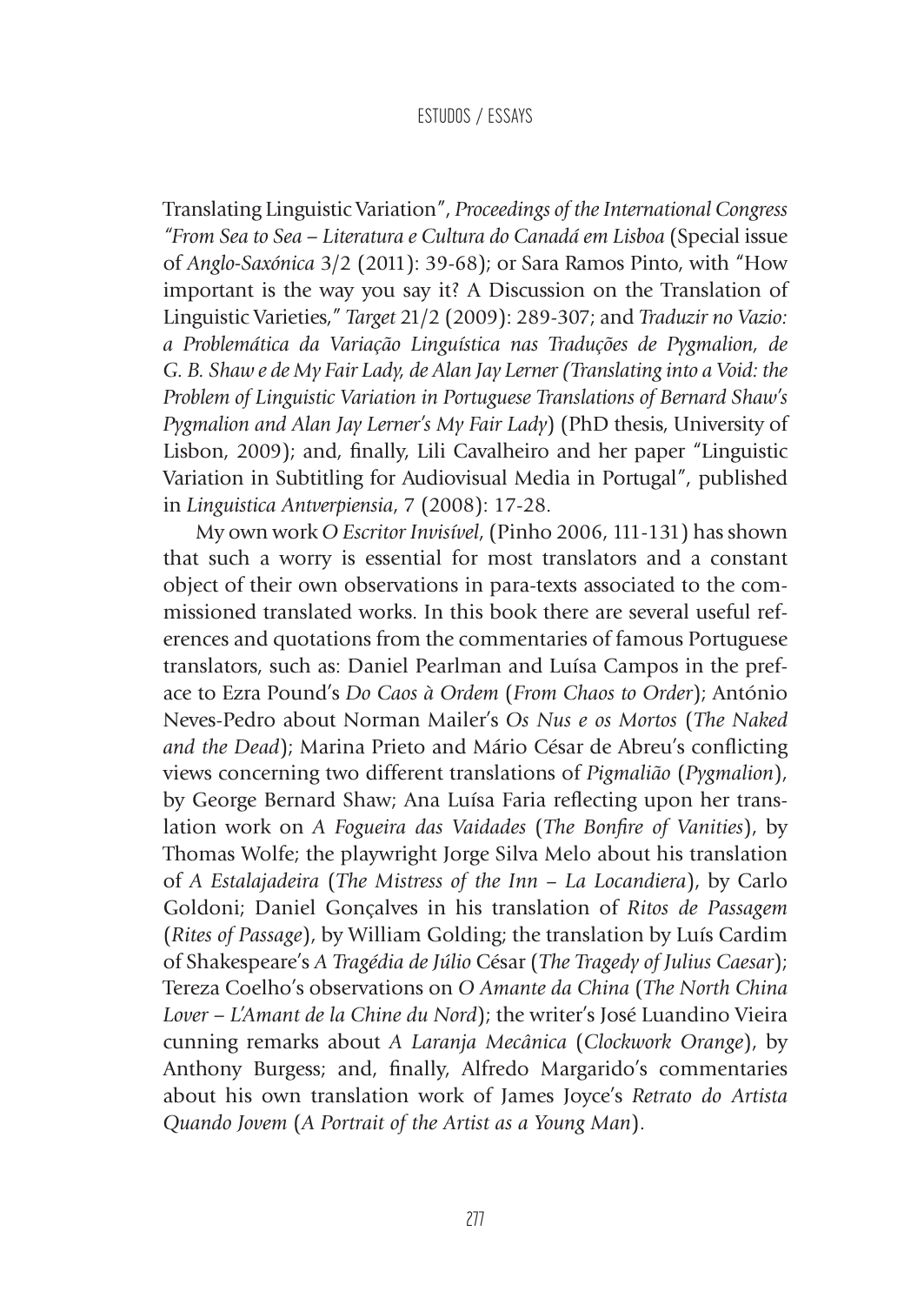Translating Linguistic Variation", *Proceedings of the International Congress "From Sea to Sea – Literatura e Cultura do Canadá em Lisboa* (Special issue of *Anglo-Saxónica* 3/2 (2011): 39-68); or Sara Ramos Pinto, with "How important is the way you say it? A Discussion on the Translation of Linguistic Varieties," *Target* 21/2 (2009): 289-307; and *Traduzir no Vazio: a Problemática da Variação Linguística nas Traduções de Pygmalion, de G. B. Shaw e de My Fair Lady, de Alan Jay Lerner (Translating into a Void: the Problem of Linguistic Variation in Portuguese Translations of Bernard Shaw's Pygmalion and Alan Jay Lerner's My Fair Lady*) (PhD thesis, University of Lisbon, 2009); and, finally, Lili Cavalheiro and her paper "Linguistic Variation in Subtitling for Audiovisual Media in Portugal", published in *Linguistica Antverpiensia*, 7 (2008): 17-28.

My own work *O Escritor Invisível*, (Pinho 2006, 111-131) has shown that such a worry is essential for most translators and a constant object of their own observations in para-texts associated to the commissioned translated works. In this book there are several useful references and quotations from the commentaries of famous Portuguese translators, such as: Daniel Pearlman and Luísa Campos in the preface to Ezra Pound's *Do Caos à Ordem* (*From Chaos to Order*); António Neves-Pedro about Norman Mailer's *Os Nus e os Mortos* (*The Naked and the Dead*); Marina Prieto and Mário César de Abreu's conflicting views concerning two different translations of *Pigmalião* (*Pygmalion*), by George Bernard Shaw; Ana Luísa Faria reflecting upon her translation work on *A Fogueira das Vaidades* (*The Bonfire of Vanities*), by Thomas Wolfe; the playwright Jorge Silva Melo about his translation of *A Estalajadeira* (*The Mistress of the Inn – La Locandiera*), by Carlo Goldoni; Daniel Gonçalves in his translation of *Ritos de Passagem* (*Rites of Passage*), by William Golding; the translation by Luís Cardim of Shakespeare's *A Tragédia de Júlio* César (*The Tragedy of Julius Caesar*); Tereza Coelho's observations on *O Amante da China* (*The North China Lover – L'Amant de la Chine du Nord*); the writer's José Luandino Vieira cunning remarks about *A Laranja Mecânica* (*Clockwork Orange*), by Anthony Burgess; and, finally, Alfredo Margarido's commentaries about his own translation work of James Joyce's *Retrato do Artista Quando Jovem* (*A Portrait of the Artist as a Young Man*).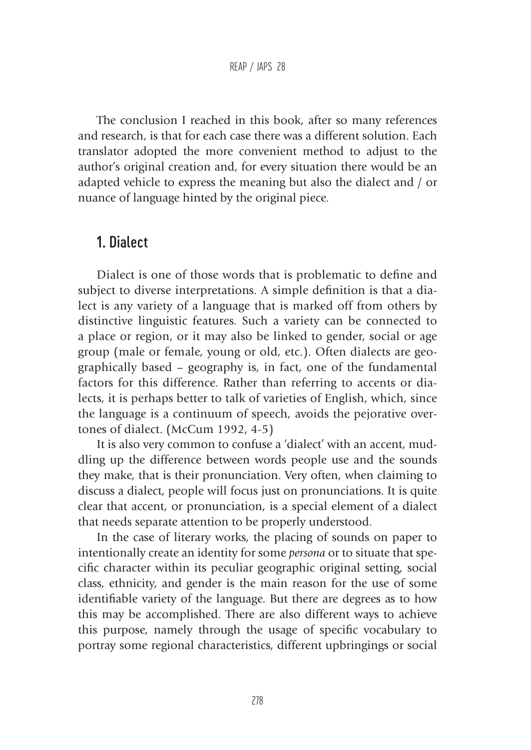The conclusion I reached in this book, after so many references and research, is that for each case there was a different solution. Each translator adopted the more convenient method to adjust to the author's original creation and, for every situation there would be an adapted vehicle to express the meaning but also the dialect and / or nuance of language hinted by the original piece.

## 1. Dialect

Dialect is one of those words that is problematic to define and subject to diverse interpretations. A simple definition is that a dialect is any variety of a language that is marked off from others by distinctive linguistic features. Such a variety can be connected to a place or region, or it may also be linked to gender, social or age group (male or female, young or old, etc.). Often dialects are geographically based – geography is, in fact, one of the fundamental factors for this difference. Rather than referring to accents or dialects, it is perhaps better to talk of varieties of English, which, since the language is a continuum of speech, avoids the pejorative overtones of dialect. (McCum 1992, 4-5)

It is also very common to confuse a 'dialect' with an accent, muddling up the difference between words people use and the sounds they make, that is their pronunciation. Very often, when claiming to discuss a dialect, people will focus just on pronunciations. It is quite clear that accent, or pronunciation, is a special element of a dialect that needs separate attention to be properly understood.

In the case of literary works, the placing of sounds on paper to intentionally create an identity for some *persona* or to situate that specific character within its peculiar geographic original setting, social class, ethnicity, and gender is the main reason for the use of some identifiable variety of the language. But there are degrees as to how this may be accomplished. There are also different ways to achieve this purpose, namely through the usage of specific vocabulary to portray some regional characteristics, different upbringings or social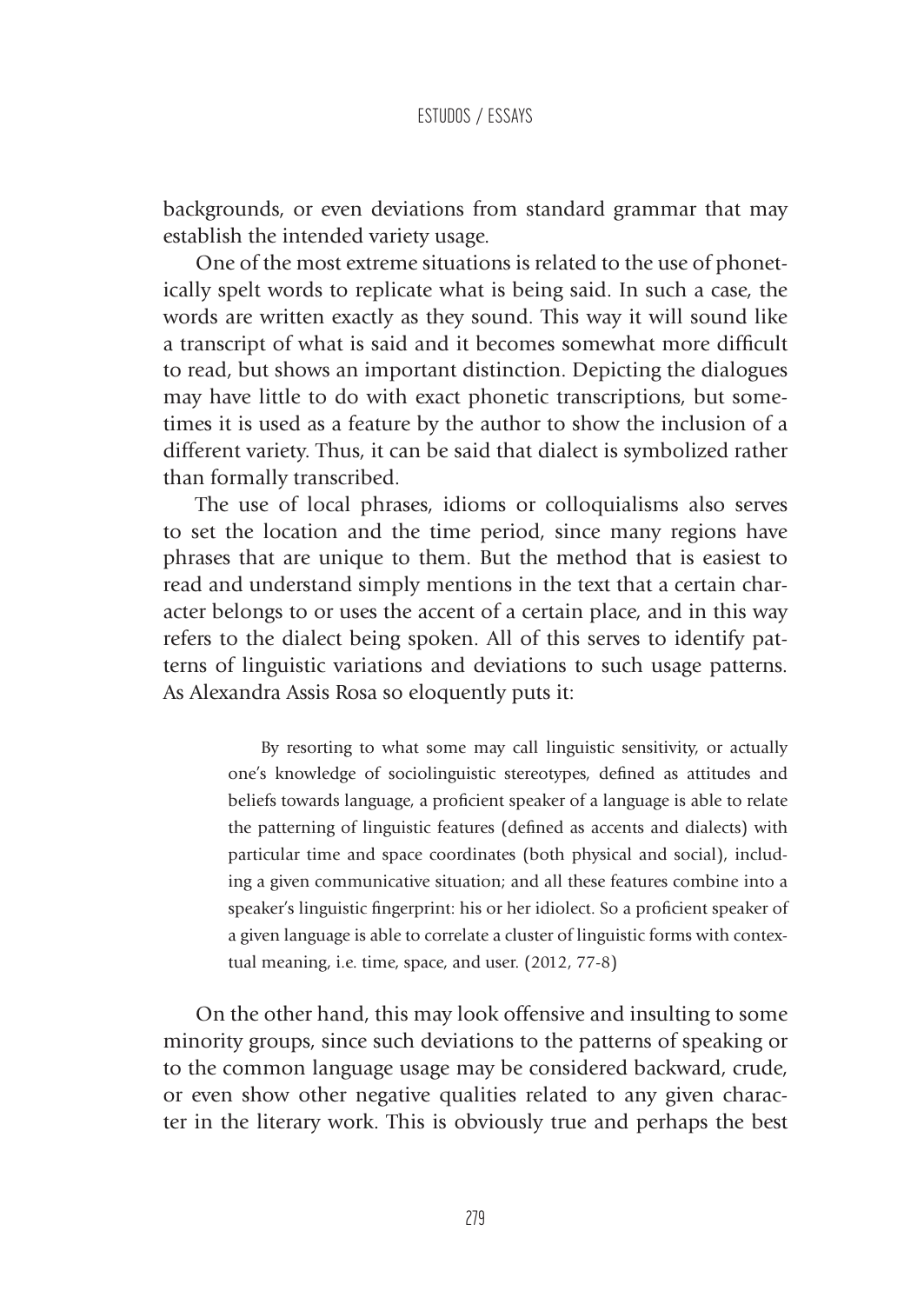backgrounds, or even deviations from standard grammar that may establish the intended variety usage.

One of the most extreme situations is related to the use of phonetically spelt words to replicate what is being said. In such a case, the words are written exactly as they sound. This way it will sound like a transcript of what is said and it becomes somewhat more difficult to read, but shows an important distinction. Depicting the dialogues may have little to do with exact phonetic transcriptions, but sometimes it is used as a feature by the author to show the inclusion of a different variety. Thus, it can be said that dialect is symbolized rather than formally transcribed.

The use of local phrases, idioms or colloquialisms also serves to set the location and the time period, since many regions have phrases that are unique to them. But the method that is easiest to read and understand simply mentions in the text that a certain character belongs to or uses the accent of a certain place, and in this way refers to the dialect being spoken. All of this serves to identify patterns of linguistic variations and deviations to such usage patterns. As Alexandra Assis Rosa so eloquently puts it:

> By resorting to what some may call linguistic sensitivity, or actually one's knowledge of sociolinguistic stereotypes, defined as attitudes and beliefs towards language, a proficient speaker of a language is able to relate the patterning of linguistic features (defined as accents and dialects) with particular time and space coordinates (both physical and social), including a given communicative situation; and all these features combine into a speaker's linguistic fingerprint: his or her idiolect. So a proficient speaker of a given language is able to correlate a cluster of linguistic forms with contextual meaning, i.e. time, space, and user. (2012, 77-8)

On the other hand, this may look offensive and insulting to some minority groups, since such deviations to the patterns of speaking or to the common language usage may be considered backward, crude, or even show other negative qualities related to any given character in the literary work. This is obviously true and perhaps the best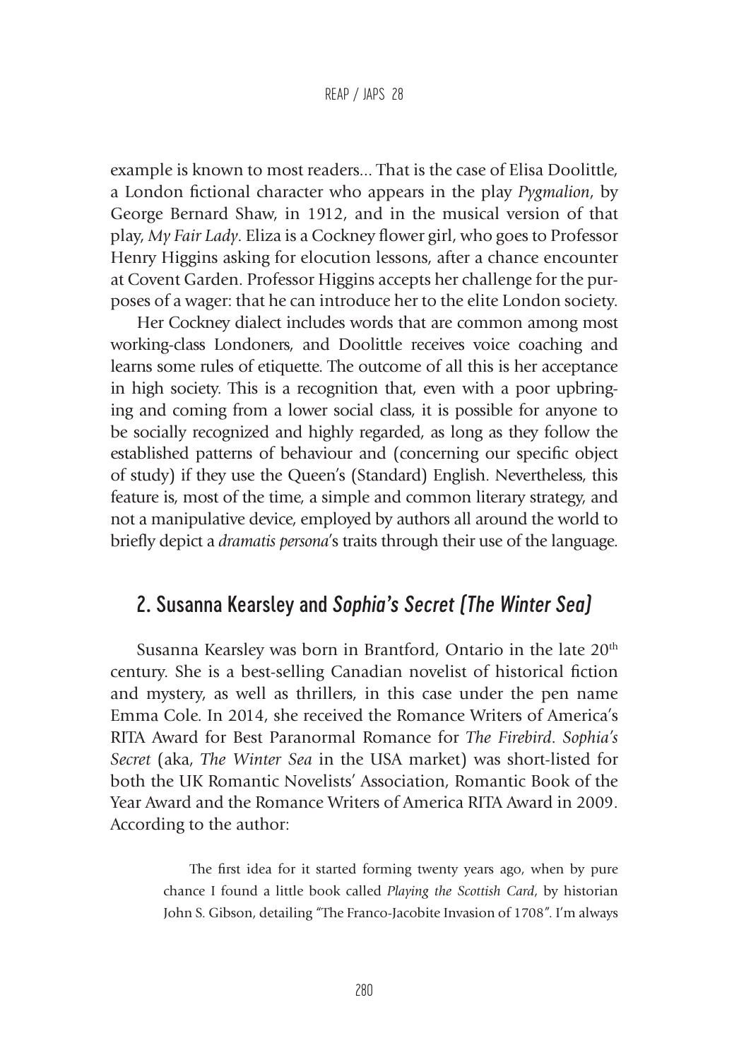example is known to most readers... That is the case of Elisa Doolittle, a London fictional character who appears in the play *Pygmalion*, by George Bernard Shaw, in 1912, and in the musical version of that play, *My Fair Lady*. Eliza is a Cockney flower girl, who goes to Professor Henry Higgins asking for elocution lessons, after a chance encounter at Covent Garden. Professor Higgins accepts her challenge for the purposes of a wager: that he can introduce her to the elite London society.

Her Cockney dialect includes words that are common among most working-class Londoners, and Doolittle receives voice coaching and learns some rules of etiquette. The outcome of all this is her acceptance in high society. This is a recognition that, even with a poor upbringing and coming from a lower social class, it is possible for anyone to be socially recognized and highly regarded, as long as they follow the established patterns of behaviour and (concerning our specific object of study) if they use the Queen's (Standard) English. Nevertheless, this feature is, most of the time, a simple and common literary strategy, and not a manipulative device, employed by authors all around the world to briefly depict a *dramatis persona*'s traits through their use of the language.

## 2. Susanna Kearsley and *Sophia's Secret (The Winter Sea)*

Susanna Kearsley was born in Brantford, Ontario in the late 20th century. She is a best-selling Canadian novelist of historical fiction and mystery, as well as thrillers, in this case under the pen name Emma Cole. In 2014, she received the Romance Writers of America's RITA Award for Best Paranormal Romance for *The Firebird*. *Sophia's Secret* (aka, *The Winter Sea* in the USA market) was short-listed for both the UK Romantic Novelists' Association, Romantic Book of the Year Award and the Romance Writers of America RITA Award in 2009. According to the author:

> The first idea for it started forming twenty years ago, when by pure chance I found a little book called *Playing the Scottish Card*, by historian John S. Gibson, detailing "The Franco-Jacobite Invasion of 1708". I'm always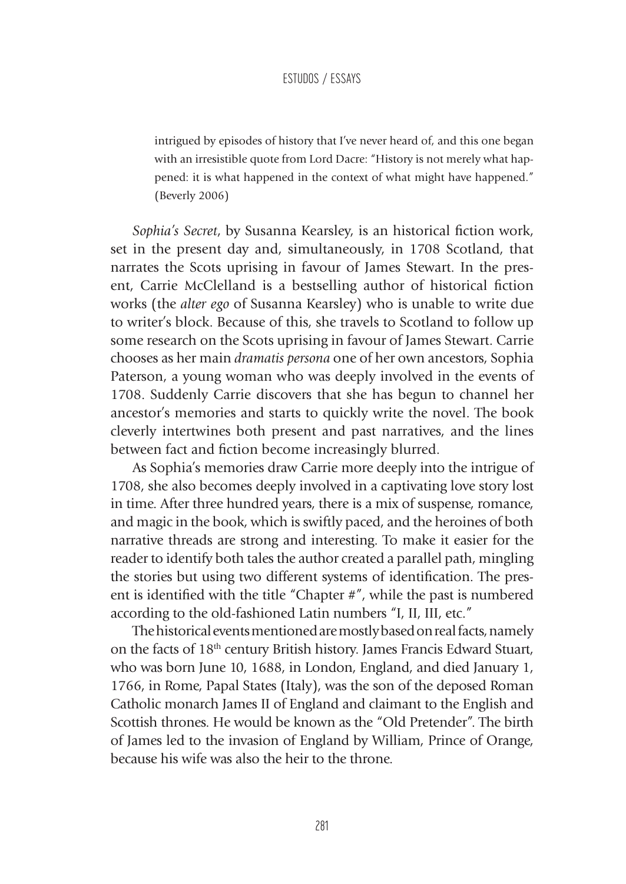> intrigued by episodes of history that I've never heard of, and this one began with an irresistible quote from Lord Dacre: "History is not merely what happened: it is what happened in the context of what might have happened." (Beverly 2006)

*Sophia's Secret*, by Susanna Kearsley, is an historical fiction work, set in the present day and, simultaneously, in 1708 Scotland, that narrates the Scots uprising in favour of James Stewart. In the present, Carrie McClelland is a bestselling author of historical fiction works (the *alter ego* of Susanna Kearsley) who is unable to write due to writer's block. Because of this, she travels to Scotland to follow up some research on the Scots uprising in favour of James Stewart. Carrie chooses as her main *dramatis persona* one of her own ancestors, Sophia Paterson, a young woman who was deeply involved in the events of 1708. Suddenly Carrie discovers that she has begun to channel her ancestor's memories and starts to quickly write the novel. The book cleverly intertwines both present and past narratives, and the lines between fact and fiction become increasingly blurred.

As Sophia's memories draw Carrie more deeply into the intrigue of 1708, she also becomes deeply involved in a captivating love story lost in time. After three hundred years, there is a mix of suspense, romance, and magic in the book, which is swiftly paced, and the heroines of both narrative threads are strong and interesting. To make it easier for the reader to identify both tales the author created a parallel path, mingling the stories but using two different systems of identification. The present is identified with the title "Chapter #", while the past is numbered according to the old-fashioned Latin numbers "I, II, III, etc."

The historical events mentioned are mostly based on real facts, namely on the facts of 18th century British history. James Francis Edward Stuart, who was born June 10, 1688, in London, England, and died January 1, 1766, in Rome, Papal States (Italy), was the son of the deposed Roman Catholic monarch James II of England and claimant to the English and Scottish thrones. He would be known as the "Old Pretender". The birth of James led to the invasion of England by William, Prince of Orange, because his wife was also the heir to the throne.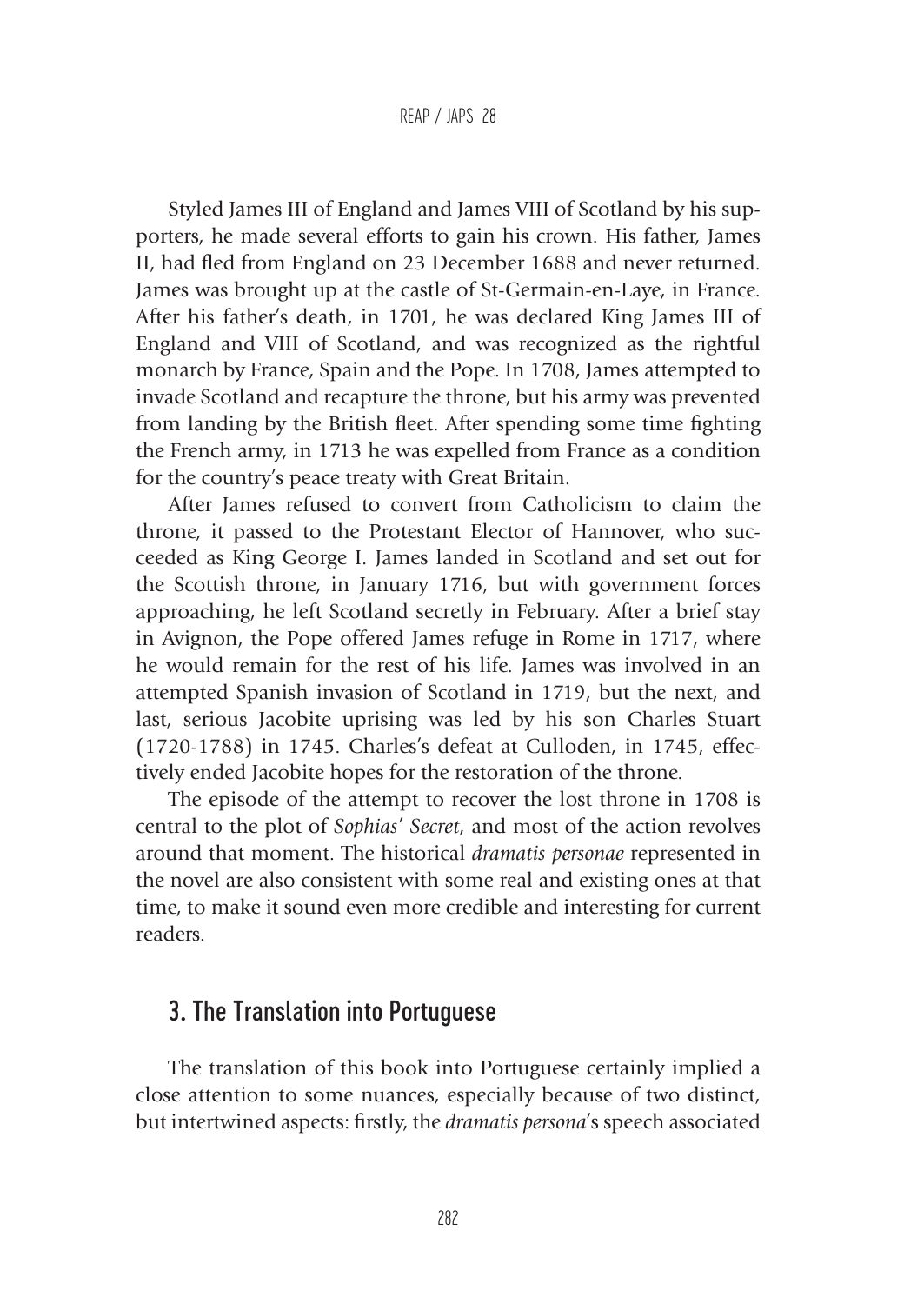Styled James III of England and James VIII of Scotland by his supporters, he made several efforts to gain his crown. His father, James II, had fled from England on 23 December 1688 and never returned. James was brought up at the castle of St-Germain-en-Laye, in France. After his father's death, in 1701, he was declared King James III of England and VIII of Scotland, and was recognized as the rightful monarch by France, Spain and the Pope. In 1708, James attempted to invade Scotland and recapture the throne, but his army was prevented from landing by the British fleet. After spending some time fighting the French army, in 1713 he was expelled from France as a condition for the country's peace treaty with Great Britain.

After James refused to convert from Catholicism to claim the throne, it passed to the Protestant Elector of Hannover, who succeeded as King George I. James landed in Scotland and set out for the Scottish throne, in January 1716, but with government forces approaching, he left Scotland secretly in February. After a brief stay in Avignon, the Pope offered James refuge in Rome in 1717, where he would remain for the rest of his life. James was involved in an attempted Spanish invasion of Scotland in 1719, but the next, and last, serious Jacobite uprising was led by his son Charles Stuart (1720-1788) in 1745. Charles's defeat at Culloden, in 1745, effectively ended Jacobite hopes for the restoration of the throne.

The episode of the attempt to recover the lost throne in 1708 is central to the plot of *Sophias' Secret*, and most of the action revolves around that moment. The historical *dramatis personae* represented in the novel are also consistent with some real and existing ones at that time, to make it sound even more credible and interesting for current readers.

## 3. The Translation into Portuguese

The translation of this book into Portuguese certainly implied a close attention to some nuances, especially because of two distinct, but intertwined aspects: firstly, the *dramatis persona*'s speech associated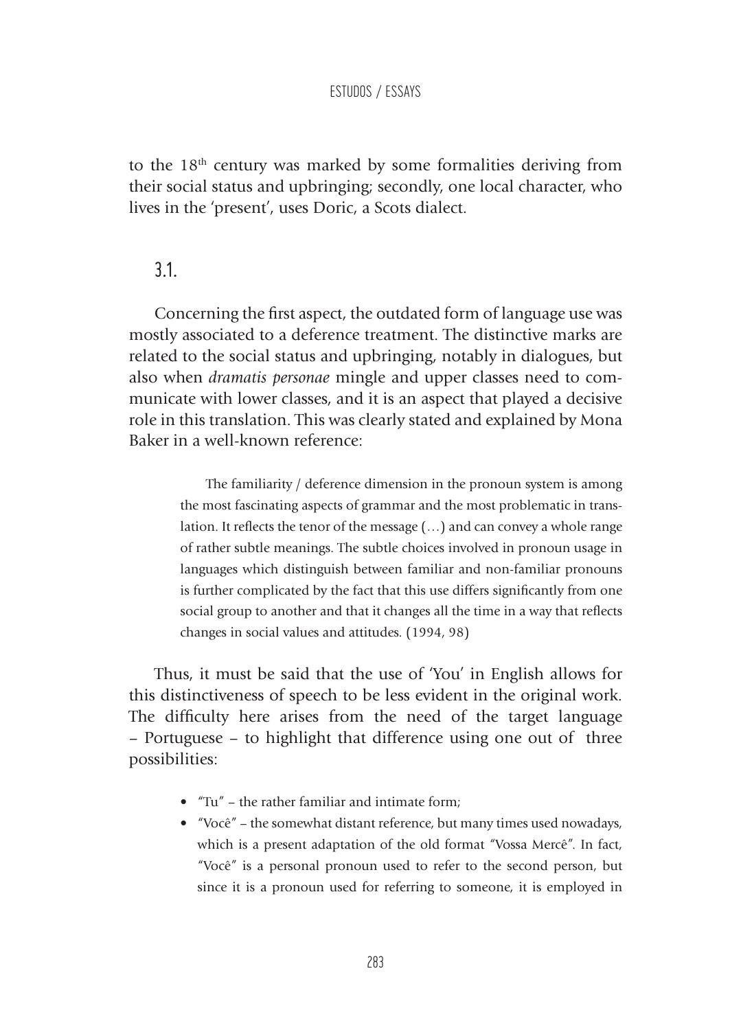to the 18th century was marked by some formalities deriving from their social status and upbringing; secondly, one local character, who lives in the 'present', uses Doric, a Scots dialect.

## 3.1.

Concerning the first aspect, the outdated form of language use was mostly associated to a deference treatment. The distinctive marks are related to the social status and upbringing, notably in dialogues, but also when *dramatis personae* mingle and upper classes need to communicate with lower classes, and it is an aspect that played a decisive role in this translation. This was clearly stated and explained by Mona Baker in a well-known reference:

> The familiarity / deference dimension in the pronoun system is among the most fascinating aspects of grammar and the most problematic in translation. It reflects the tenor of the message (…) and can convey a whole range of rather subtle meanings. The subtle choices involved in pronoun usage in languages which distinguish between familiar and non-familiar pronouns is further complicated by the fact that this use differs significantly from one social group to another and that it changes all the time in a way that reflects changes in social values and attitudes. (1994, 98)

Thus, it must be said that the use of 'You' in English allows for this distinctiveness of speech to be less evident in the original work. The difficulty here arises from the need of the target language – Portuguese – to highlight that difference using one out of three possibilities:

- "Tu" – the rather familiar and intimate form;
- "Você" – the somewhat distant reference, but many times used nowadays, which is a present adaptation of the old format "Vossa Mercê". In fact, "Você" is a personal pronoun used to refer to the second person, but since it is a pronoun used for referring to someone, it is employed in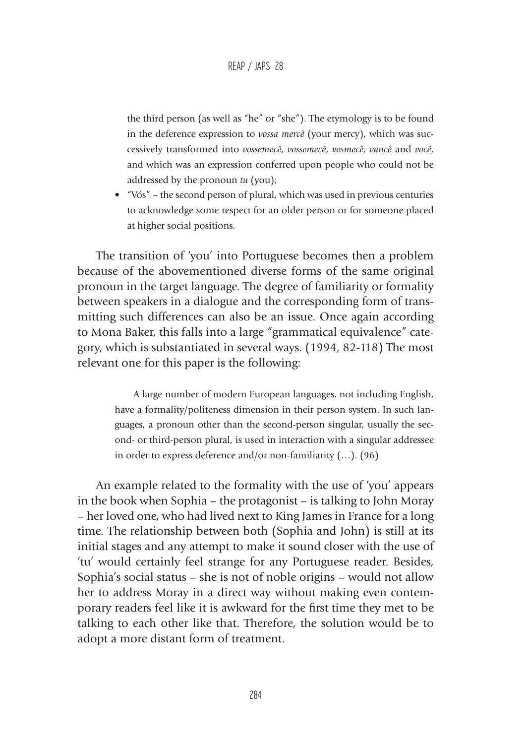the third person (as well as "he" or "she"). The etymology is to be found in the deference expression to *vossa mercê* (your mercy), which was successively transformed into *vossemecê*, *vossemecê*, *vosmecê*, *vancê* and *você*, and which was an expression conferred upon people who could not be addressed by the pronoun *tu* (you);

- "Vós" – the second person of plural, which was used in previous centuries to acknowledge some respect for an older person or for someone placed at higher social positions.

The transition of 'you' into Portuguese becomes then a problem because of the abovementioned diverse forms of the same original pronoun in the target language. The degree of familiarity or formality between speakers in a dialogue and the corresponding form of transmitting such differences can also be an issue. Once again according to Mona Baker, this falls into a large "grammatical equivalence" category, which is substantiated in several ways. (1994, 82-118) The most relevant one for this paper is the following:

> A large number of modern European languages, not including English, have a formality/politeness dimension in their person system. In such languages, a pronoun other than the second-person singular, usually the second- or third-person plural, is used in interaction with a singular addressee in order to express deference and/or non-familiarity (…). (96)

An example related to the formality with the use of 'you' appears in the book when Sophia – the protagonist – is talking to John Moray – her loved one, who had lived next to King James in France for a long time. The relationship between both (Sophia and John) is still at its initial stages and any attempt to make it sound closer with the use of 'tu' would certainly feel strange for any Portuguese reader. Besides, Sophia's social status – she is not of noble origins – would not allow her to address Moray in a direct way without making even contemporary readers feel like it is awkward for the first time they met to be talking to each other like that. Therefore, the solution would be to adopt a more distant form of treatment.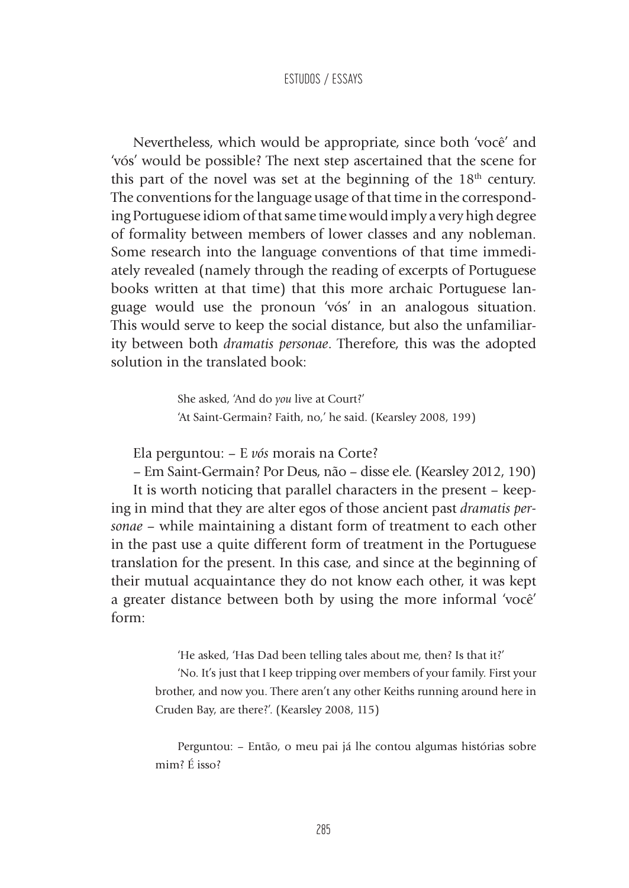Nevertheless, which would be appropriate, since both 'você' and 'vós' would be possible? The next step ascertained that the scene for this part of the novel was set at the beginning of the 18th century. The conventions for the language usage of that time in the corresponding Portuguese idiom of that same time would imply a very high degree of formality between members of lower classes and any nobleman. Some research into the language conventions of that time immediately revealed (namely through the reading of excerpts of Portuguese books written at that time) that this more archaic Portuguese language would use the pronoun 'vós' in an analogous situation. This would serve to keep the social distance, but also the unfamiliarity between both *dramatis personae*. Therefore, this was the adopted solution in the translated book:

> She asked, 'And do *you* live at Court?'
> 'At Saint-Germain? Faith, no,' he said. (Kearsley 2008, 199)

Ela perguntou: – E *vós* morais na Corte?

– Em Saint-Germain? Por Deus, não – disse ele. (Kearsley 2012, 190)

It is worth noticing that parallel characters in the present – keeping in mind that they are alter egos of those ancient past *dramatis personae* – while maintaining a distant form of treatment to each other in the past use a quite different form of treatment in the Portuguese translation for the present. In this case, and since at the beginning of their mutual acquaintance they do not know each other, it was kept a greater distance between both by using the more informal 'você' form:

> 'He asked, 'Has Dad been telling tales about me, then? Is that it?'
> 'No. It's just that I keep tripping over members of your family. First your brother, and now you. There aren't any other Keiths running around here in Cruden Bay, are there?'. (Kearsley 2008, 115)

> Perguntou: – Então, o meu pai já lhe contou algumas histórias sobre mim? É isso?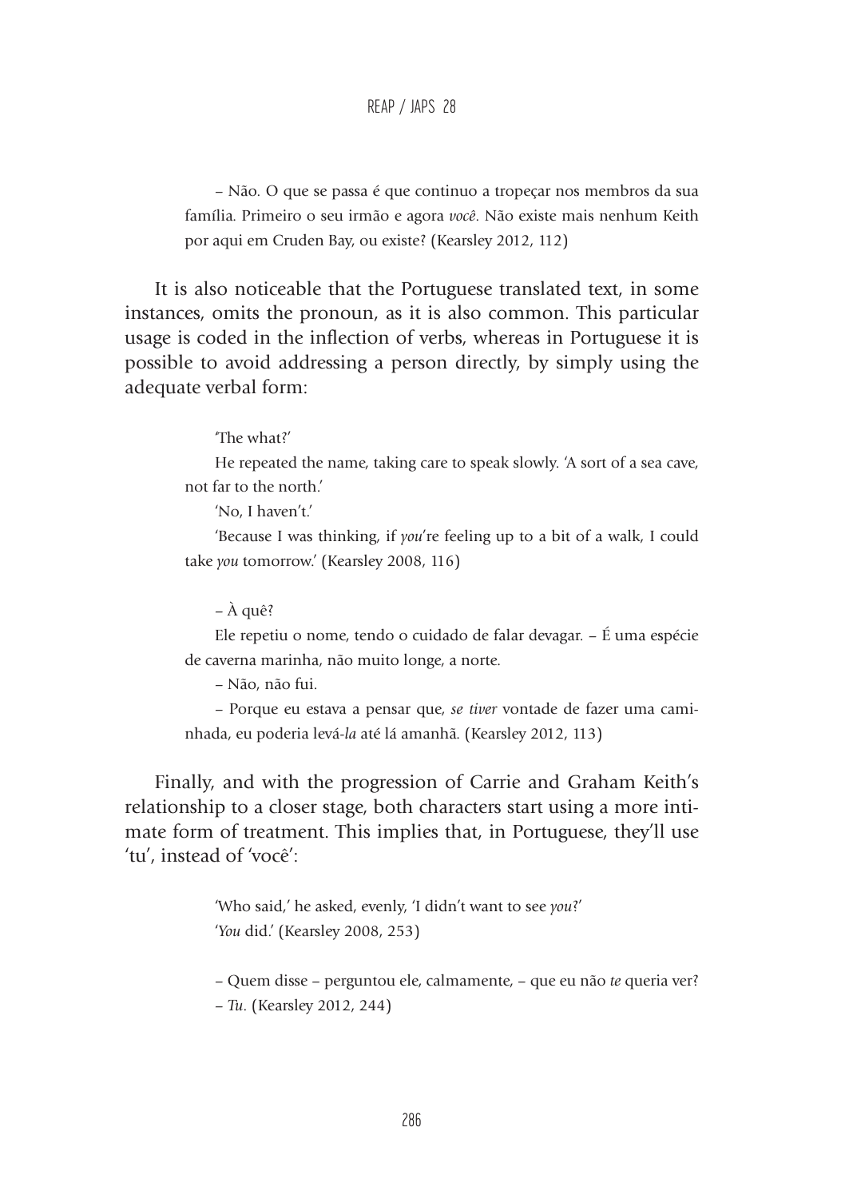> – Não. O que se passa é que continuo a tropeçar nos membros da sua família. Primeiro o seu irmão e agora *você*. Não existe mais nenhum Keith por aqui em Cruden Bay, ou existe? (Kearsley 2012, 112)

It is also noticeable that the Portuguese translated text, in some instances, omits the pronoun, as it is also common. This particular usage is coded in the inflection of verbs, whereas in Portuguese it is possible to avoid addressing a person directly, by simply using the adequate verbal form:

> 'The what?'
>
> He repeated the name, taking care to speak slowly. 'A sort of a sea cave, not far to the north.'
>
> 'No, I haven't.'
>
> 'Because I was thinking, if *you*'re feeling up to a bit of a walk, I could take *you* tomorrow.' (Kearsley 2008, 116)

> – À quê?
>
> Ele repetiu o nome, tendo o cuidado de falar devagar. – É uma espécie de caverna marinha, não muito longe, a norte.
>
> – Não, não fui.
>
> – Porque eu estava a pensar que, *se tiver* vontade de fazer uma caminhada, eu poderia levá-*la* até lá amanhã. (Kearsley 2012, 113)

Finally, and with the progression of Carrie and Graham Keith's relationship to a closer stage, both characters start using a more intimate form of treatment. This implies that, in Portuguese, they'll use 'tu', instead of 'você':

> 'Who said,' he asked, evenly, 'I didn't want to see *you*?'
>
> '*You* did.' (Kearsley 2008, 253)

> – Quem disse – perguntou ele, calmamente, – que eu não *te* queria ver?
>
> – *Tu*. (Kearsley 2012, 244)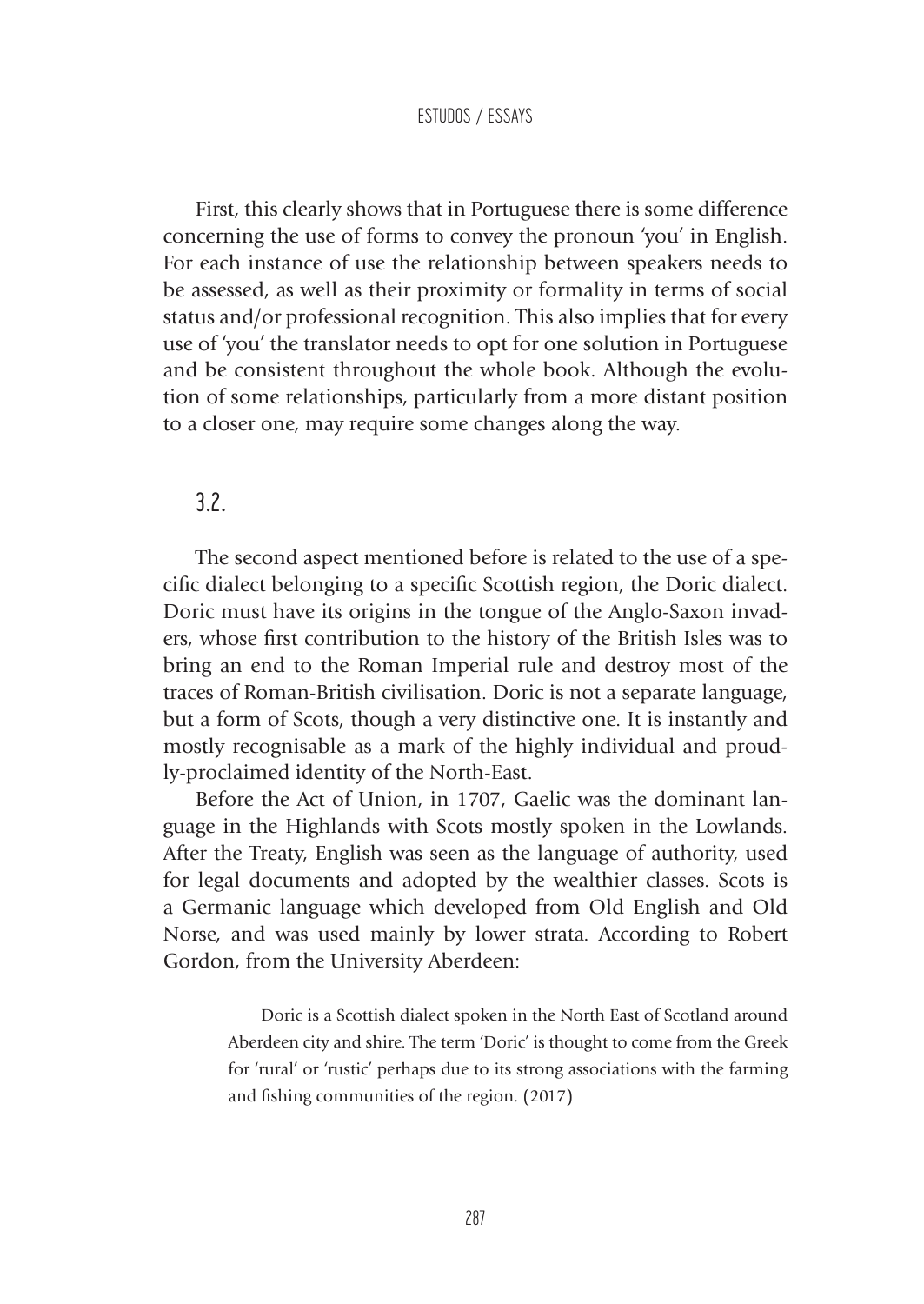First, this clearly shows that in Portuguese there is some difference concerning the use of forms to convey the pronoun 'you' in English. For each instance of use the relationship between speakers needs to be assessed, as well as their proximity or formality in terms of social status and/or professional recognition. This also implies that for every use of 'you' the translator needs to opt for one solution in Portuguese and be consistent throughout the whole book. Although the evolution of some relationships, particularly from a more distant position to a closer one, may require some changes along the way.

## 3.2.

The second aspect mentioned before is related to the use of a specific dialect belonging to a specific Scottish region, the Doric dialect. Doric must have its origins in the tongue of the Anglo-Saxon invaders, whose first contribution to the history of the British Isles was to bring an end to the Roman Imperial rule and destroy most of the traces of Roman-British civilisation. Doric is not a separate language, but a form of Scots, though a very distinctive one. It is instantly and mostly recognisable as a mark of the highly individual and proudly-proclaimed identity of the North-East.

Before the Act of Union, in 1707, Gaelic was the dominant language in the Highlands with Scots mostly spoken in the Lowlands. After the Treaty, English was seen as the language of authority, used for legal documents and adopted by the wealthier classes. Scots is a Germanic language which developed from Old English and Old Norse, and was used mainly by lower strata. According to Robert Gordon, from the University Aberdeen:

> Doric is a Scottish dialect spoken in the North East of Scotland around Aberdeen city and shire. The term 'Doric' is thought to come from the Greek for 'rural' or 'rustic' perhaps due to its strong associations with the farming and fishing communities of the region. (2017)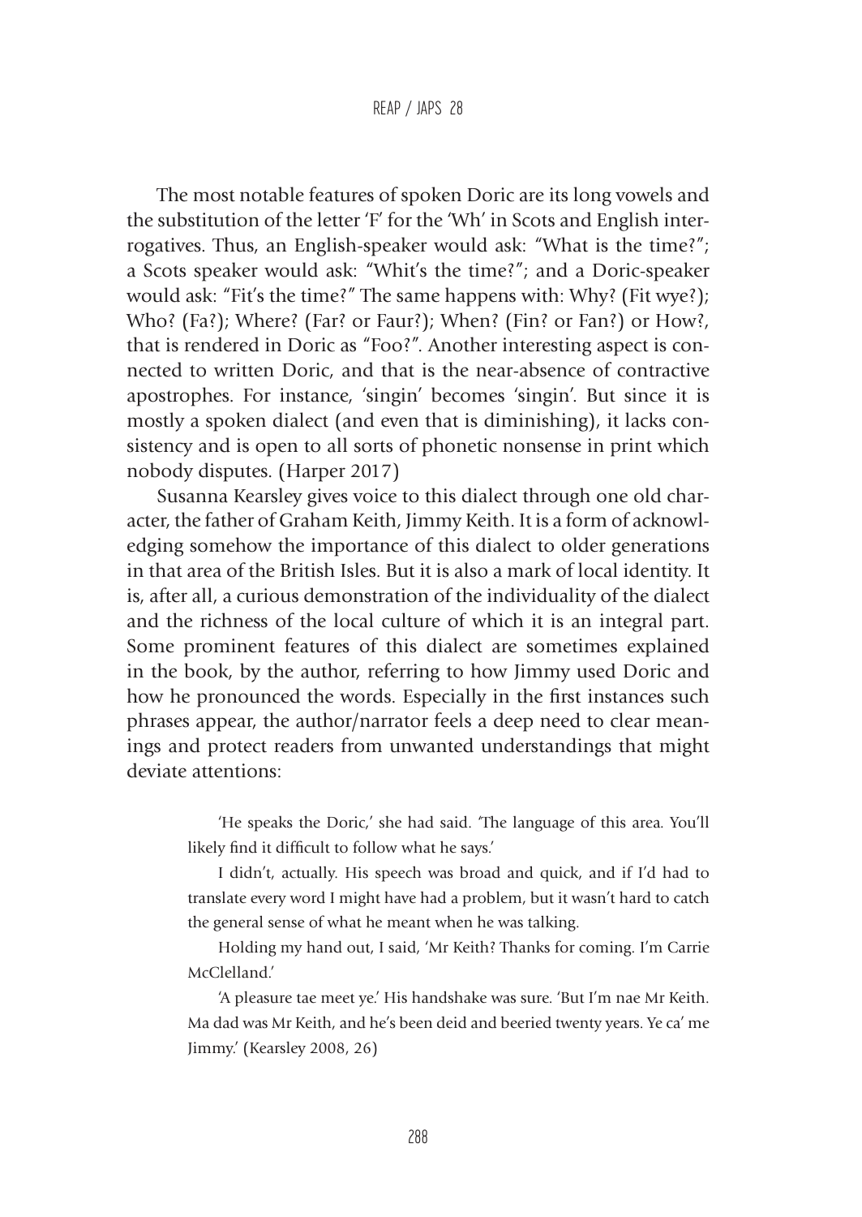The most notable features of spoken Doric are its long vowels and the substitution of the letter 'F' for the 'Wh' in Scots and English interrogatives. Thus, an English-speaker would ask: "What is the time?"; a Scots speaker would ask: "Whit's the time?"; and a Doric-speaker would ask: "Fit's the time?" The same happens with: Why? (Fit wye?); Who? (Fa?); Where? (Far? or Faur?); When? (Fin? or Fan?) or How?, that is rendered in Doric as "Foo?". Another interesting aspect is connected to written Doric, and that is the near-absence of contractive apostrophes. For instance, 'singin' becomes 'singin'. But since it is mostly a spoken dialect (and even that is diminishing), it lacks consistency and is open to all sorts of phonetic nonsense in print which nobody disputes. (Harper 2017)

Susanna Kearsley gives voice to this dialect through one old character, the father of Graham Keith, Jimmy Keith. It is a form of acknowledging somehow the importance of this dialect to older generations in that area of the British Isles. But it is also a mark of local identity. It is, after all, a curious demonstration of the individuality of the dialect and the richness of the local culture of which it is an integral part. Some prominent features of this dialect are sometimes explained in the book, by the author, referring to how Jimmy used Doric and how he pronounced the words. Especially in the first instances such phrases appear, the author/narrator feels a deep need to clear meanings and protect readers from unwanted understandings that might deviate attentions:

> 'He speaks the Doric,' she had said. 'The language of this area. You'll likely find it difficult to follow what he says.'
>
> I didn't, actually. His speech was broad and quick, and if I'd had to translate every word I might have had a problem, but it wasn't hard to catch the general sense of what he meant when he was talking.
>
> Holding my hand out, I said, 'Mr Keith? Thanks for coming. I'm Carrie McClelland.'
>
> 'A pleasure tae meet ye.' His handshake was sure. 'But I'm nae Mr Keith. Ma dad was Mr Keith, and he's been deid and beeried twenty years. Ye ca' me Jimmy.' (Kearsley 2008, 26)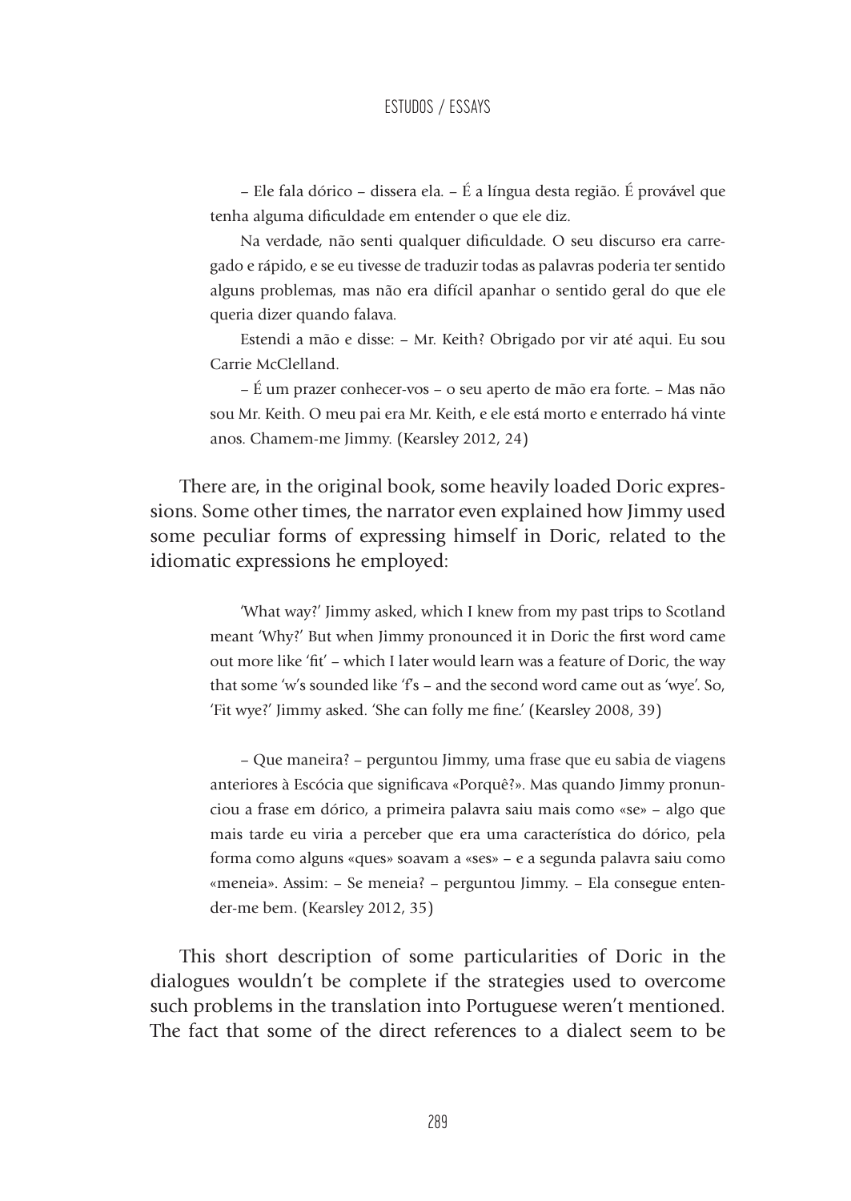> – Ele fala dórico – dissera ela. – É a língua desta região. É provável que tenha alguma dificuldade em entender o que ele diz.
>
> Na verdade, não senti qualquer dificuldade. O seu discurso era carregado e rápido, e se eu tivesse de traduzir todas as palavras poderia ter sentido alguns problemas, mas não era difícil apanhar o sentido geral do que ele queria dizer quando falava.
>
> Estendi a mão e disse: – Mr. Keith? Obrigado por vir até aqui. Eu sou Carrie McClelland.
>
> – É um prazer conhecer-vos – o seu aperto de mão era forte. – Mas não sou Mr. Keith. O meu pai era Mr. Keith, e ele está morto e enterrado há vinte anos. Chamem-me Jimmy. (Kearsley 2012, 24)

There are, in the original book, some heavily loaded Doric expressions. Some other times, the narrator even explained how Jimmy used some peculiar forms of expressing himself in Doric, related to the idiomatic expressions he employed:

> 'What way?' Jimmy asked, which I knew from my past trips to Scotland meant 'Why?' But when Jimmy pronounced it in Doric the first word came out more like 'fit' – which I later would learn was a feature of Doric, the way that some 'w's sounded like 'f's – and the second word came out as 'wye'. So, 'Fit wye?' Jimmy asked. 'She can folly me fine.' (Kearsley 2008, 39)

> – Que maneira? – perguntou Jimmy, uma frase que eu sabia de viagens anteriores à Escócia que significava «Porquê?». Mas quando Jimmy pronunciou a frase em dórico, a primeira palavra saiu mais como «se» – algo que mais tarde eu viria a perceber que era uma característica do dórico, pela forma como alguns «ques» soavam a «ses» – e a segunda palavra saiu como «meneia». Assim: – Se meneia? – perguntou Jimmy. – Ela consegue entender-me bem. (Kearsley 2012, 35)

This short description of some particularities of Doric in the dialogues wouldn't be complete if the strategies used to overcome such problems in the translation into Portuguese weren't mentioned. The fact that some of the direct references to a dialect seem to be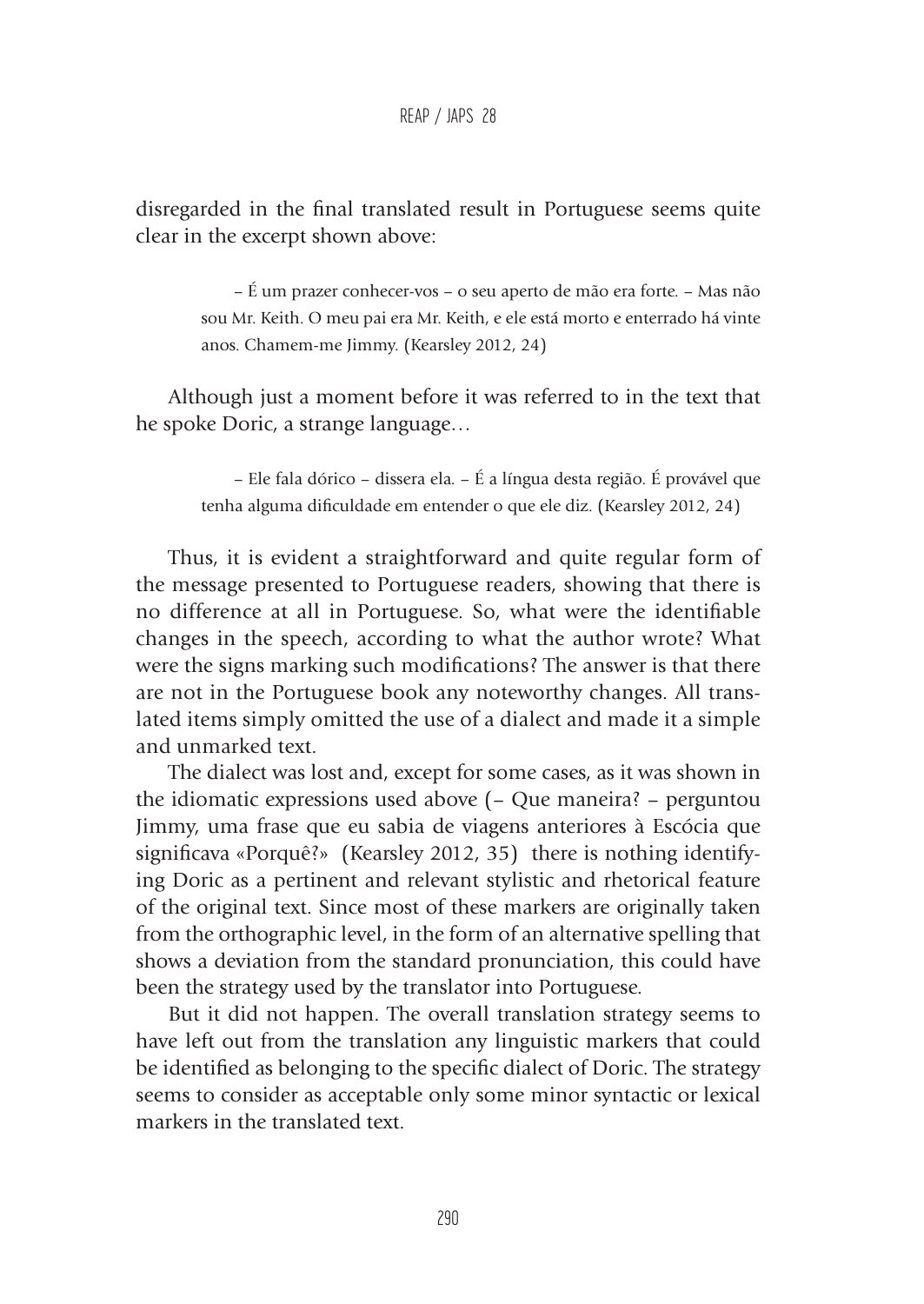disregarded in the final translated result in Portuguese seems quite clear in the excerpt shown above:

> – É um prazer conhecer-vos – o seu aperto de mão era forte. – Mas não sou Mr. Keith. O meu pai era Mr. Keith, e ele está morto e enterrado há vinte anos. Chamem-me Jimmy. (Kearsley 2012, 24)

Although just a moment before it was referred to in the text that he spoke Doric, a strange language…

> – Ele fala dórico – dissera ela. – É a língua desta região. É provável que tenha alguma dificuldade em entender o que ele diz. (Kearsley 2012, 24)

Thus, it is evident a straightforward and quite regular form of the message presented to Portuguese readers, showing that there is no difference at all in Portuguese. So, what were the identifiable changes in the speech, according to what the author wrote? What were the signs marking such modifications? The answer is that there are not in the Portuguese book any noteworthy changes. All translated items simply omitted the use of a dialect and made it a simple and unmarked text.

The dialect was lost and, except for some cases, as it was shown in the idiomatic expressions used above (– Que maneira? – perguntou Jimmy, uma frase que eu sabia de viagens anteriores à Escócia que significava «Porquê?» (Kearsley 2012, 35) there is nothing identifying Doric as a pertinent and relevant stylistic and rhetorical feature of the original text. Since most of these markers are originally taken from the orthographic level, in the form of an alternative spelling that shows a deviation from the standard pronunciation, this could have been the strategy used by the translator into Portuguese.

But it did not happen. The overall translation strategy seems to have left out from the translation any linguistic markers that could be identified as belonging to the specific dialect of Doric. The strategy seems to consider as acceptable only some minor syntactic or lexical markers in the translated text.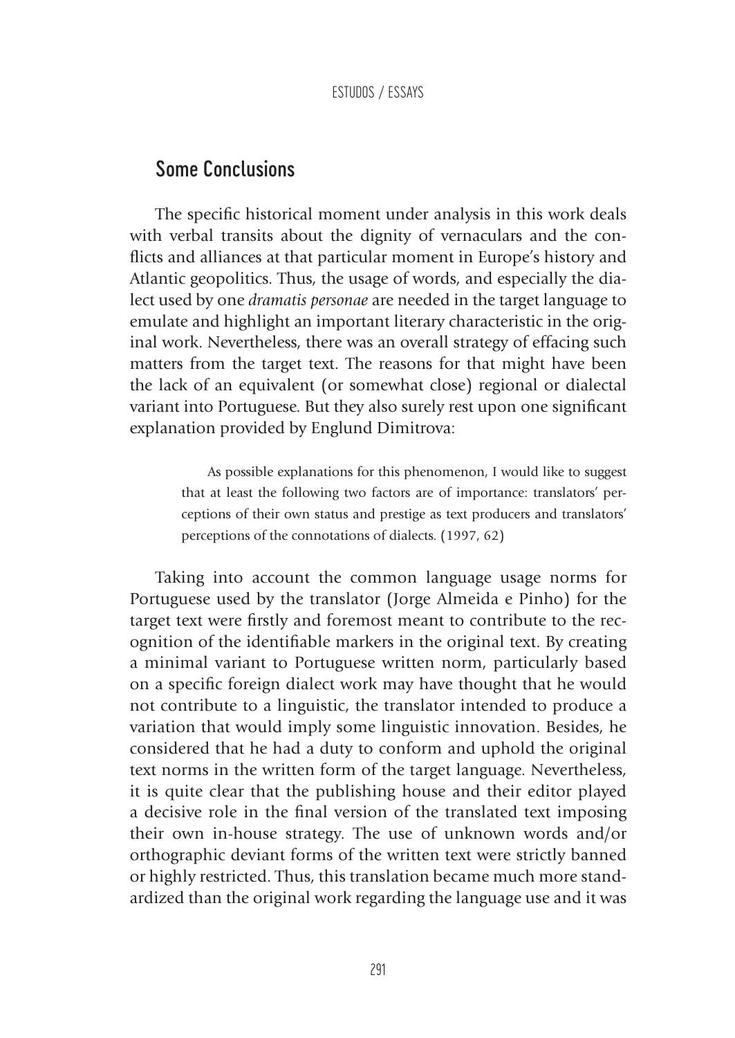## Some Conclusions

The specific historical moment under analysis in this work deals with verbal transits about the dignity of vernaculars and the conflicts and alliances at that particular moment in Europe's history and Atlantic geopolitics. Thus, the usage of words, and especially the dialect used by one *dramatis personae* are needed in the target language to emulate and highlight an important literary characteristic in the original work. Nevertheless, there was an overall strategy of effacing such matters from the target text. The reasons for that might have been the lack of an equivalent (or somewhat close) regional or dialectal variant into Portuguese. But they also surely rest upon one significant explanation provided by Englund Dimitrova:

> As possible explanations for this phenomenon, I would like to suggest that at least the following two factors are of importance: translators' perceptions of their own status and prestige as text producers and translators' perceptions of the connotations of dialects. (1997, 62)

Taking into account the common language usage norms for Portuguese used by the translator (Jorge Almeida e Pinho) for the target text were firstly and foremost meant to contribute to the recognition of the identifiable markers in the original text. By creating a minimal variant to Portuguese written norm, particularly based on a specific foreign dialect work may have thought that he would not contribute to a linguistic, the translator intended to produce a variation that would imply some linguistic innovation. Besides, he considered that he had a duty to conform and uphold the original text norms in the written form of the target language. Nevertheless, it is quite clear that the publishing house and their editor played a decisive role in the final version of the translated text imposing their own in-house strategy. The use of unknown words and/or orthographic deviant forms of the written text were strictly banned or highly restricted. Thus, this translation became much more standardized than the original work regarding the language use and it was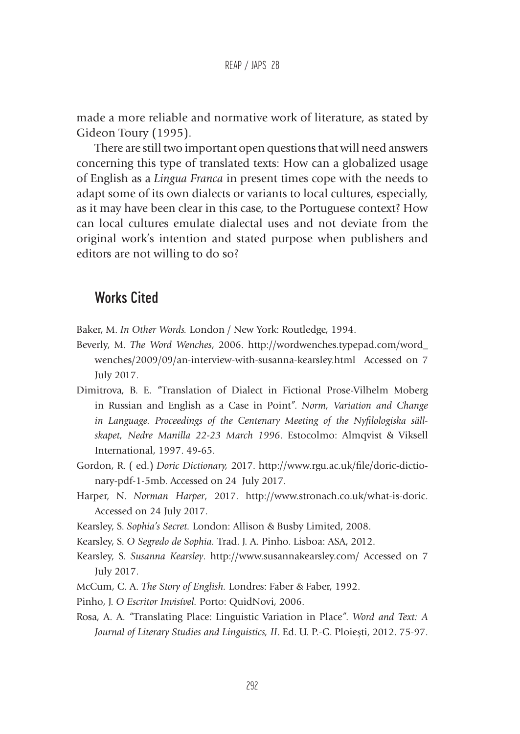made a more reliable and normative work of literature, as stated by Gideon Toury (1995).

There are still two important open questions that will need answers concerning this type of translated texts: How can a globalized usage of English as a *Lingua Franca* in present times cope with the needs to adapt some of its own dialects or variants to local cultures, especially, as it may have been clear in this case, to the Portuguese context? How can local cultures emulate dialectal uses and not deviate from the original work's intention and stated purpose when publishers and editors are not willing to do so?

## Works Cited

Baker, M. *In Other Words.* London / New York: Routledge, 1994.

Beverly, M. *The Word Wenches*, 2006. http://wordwenches.typepad.com/word_wenches/2009/09/an-interview-with-susanna-kearsley.html Accessed on 7 July 2017.

Dimitrova, B. E. "Translation of Dialect in Fictional Prose-Vilhelm Moberg in Russian and English as a Case in Point". *Norm, Variation and Change in Language. Proceedings of the Centenary Meeting of the Nyfilologiska sällskapet, Nedre Manilla 22-23 March 1996*. Estocolmo: Almqvist & Viksell International, 1997. 49-65.

Gordon, R. ( ed.) *Doric Dictionary,* 2017. http://www.rgu.ac.uk/file/doric-dictionary-pdf-1-5mb. Accessed on 24 July 2017.

Harper, N. *Norman Harper*, 2017. http://www.stronach.co.uk/what-is-doric. Accessed on 24 July 2017.

Kearsley, S. *Sophia's Secret.* London: Allison & Busby Limited, 2008.

Kearsley, S. *O Segredo de Sophia.* Trad. J. A. Pinho. Lisboa: ASA, 2012.

Kearsley, S. *Susanna Kearsley*. http://www.susannakearsley.com/ Accessed on 7 July 2017.

McCum, C. A. *The Story of English.* Londres: Faber & Faber, 1992.

Pinho, J. *O Escritor Invisível.* Porto: QuidNovi, 2006.

Rosa, A. A. "Translating Place: Linguistic Variation in Place". *Word and Text: A Journal of Literary Studies and Linguistics, II*. Ed. U. P.-G. Ploiești, 2012. 75-97.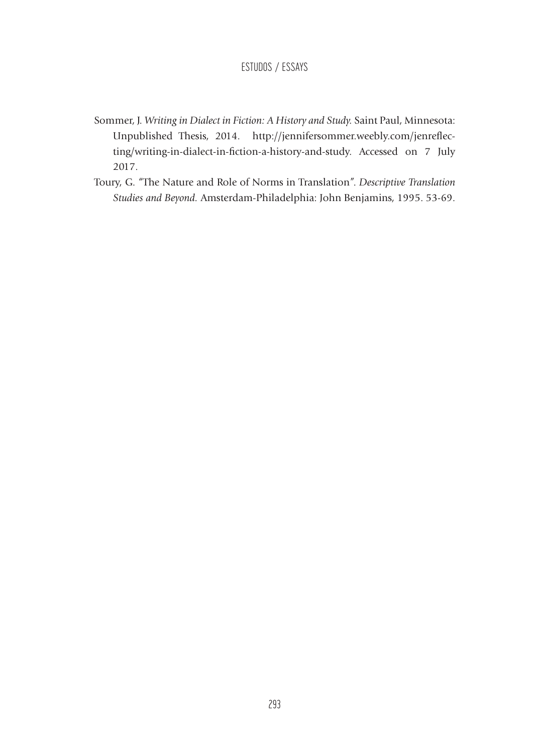Sommer, J. *Writing in Dialect in Fiction: A History and Study.* Saint Paul, Minnesota: Unpublished Thesis, 2014. http://jennifersommer.weebly.com/jenreflecting/writing-in-dialect-in-fiction-a-history-and-study. Accessed on 7 July 2017.

Toury, G. "The Nature and Role of Norms in Translation". *Descriptive Translation Studies and Beyond.* Amsterdam-Philadelphia: John Benjamins, 1995. 53-69.